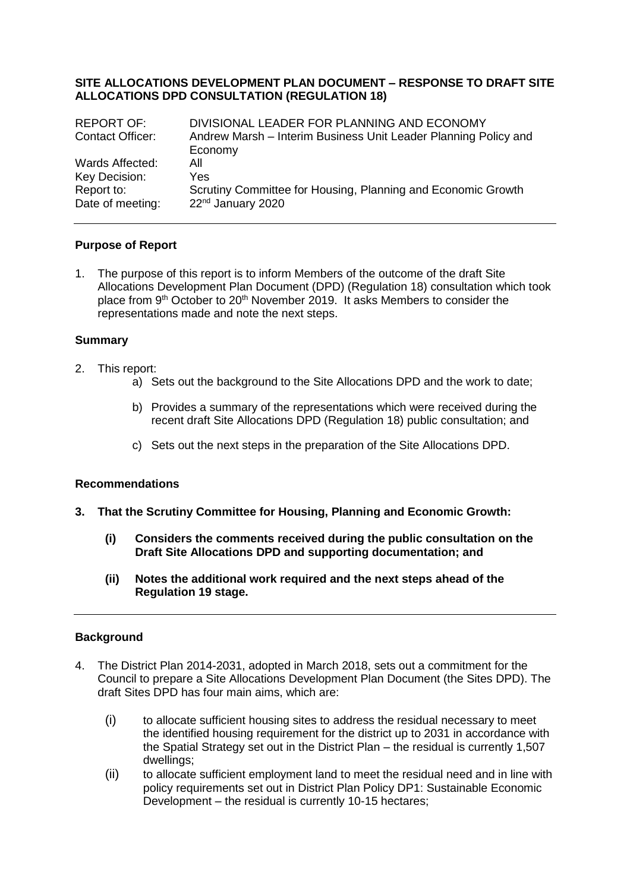# SITE ALLOCATIONS DEVELOPMENT PLAN DOCUMENT – RESPONSE TO DRAFT SITE ALLOCATIONS DPD CONSULTATION (REGULATION 18)

| | |
|---|---|
| REPORT OF: | DIVISIONAL LEADER FOR PLANNING AND ECONOMY |
| Contact Officer: | Andrew Marsh – Interim Business Unit Leader Planning Policy and Economy |
| Wards Affected: | All |
| Key Decision: | Yes |
| Report to: | Scrutiny Committee for Housing, Planning and Economic Growth |
| Date of meeting: | 22nd January 2020 |

## Purpose of Report

1. The purpose of this report is to inform Members of the outcome of the draft Site Allocations Development Plan Document (DPD) (Regulation 18) consultation which took place from 9th October to 20th November 2019. It asks Members to consider the representations made and note the next steps.

## Summary

2. This report:
   a) Sets out the background to the Site Allocations DPD and the work to date;
   b) Provides a summary of the representations which were received during the recent draft Site Allocations DPD (Regulation 18) public consultation; and
   c) Sets out the next steps in the preparation of the Site Allocations DPD.

## Recommendations

**3. That the Scrutiny Committee for Housing, Planning and Economic Growth:**

- **(i) Considers the comments received during the public consultation on the Draft Site Allocations DPD and supporting documentation; and**
- **(ii) Notes the additional work required and the next steps ahead of the Regulation 19 stage.**

## Background

4. The District Plan 2014-2031, adopted in March 2018, sets out a commitment for the Council to prepare a Site Allocations Development Plan Document (the Sites DPD). The draft Sites DPD has four main aims, which are:
   - (i) to allocate sufficient housing sites to address the residual necessary to meet the identified housing requirement for the district up to 2031 in accordance with the Spatial Strategy set out in the District Plan – the residual is currently 1,507 dwellings;
   - (ii) to allocate sufficient employment land to meet the residual need and in line with policy requirements set out in District Plan Policy DP1: Sustainable Economic Development – the residual is currently 10-15 hectares;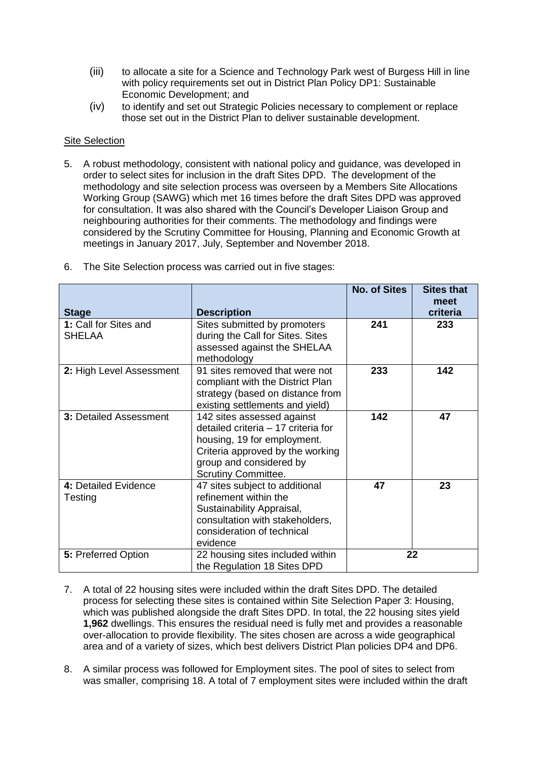(iii) to allocate a site for a Science and Technology Park west of Burgess Hill in line with policy requirements set out in District Plan Policy DP1: Sustainable Economic Development; and

(iv) to identify and set out Strategic Policies necessary to complement or replace those set out in the District Plan to deliver sustainable development.

<u>Site Selection</u>

5. A robust methodology, consistent with national policy and guidance, was developed in order to select sites for inclusion in the draft Sites DPD. The development of the methodology and site selection process was overseen by a Members Site Allocations Working Group (SAWG) which met 16 times before the draft Sites DPD was approved for consultation. It was also shared with the Council's Developer Liaison Group and neighbouring authorities for their comments. The methodology and findings were considered by the Scrutiny Committee for Housing, Planning and Economic Growth at meetings in January 2017, July, September and November 2018.

6. The Site Selection process was carried out in five stages:

| Stage | Description | No. of Sites | Sites that meet criteria |
|---|---|---|---|
| **1:** Call for Sites and SHELAA | Sites submitted by promoters during the Call for Sites. Sites assessed against the SHELAA methodology | **241** | **233** |
| **2:** High Level Assessment | 91 sites removed that were not compliant with the District Plan strategy (based on distance from existing settlements and yield) | **233** | **142** |
| **3:** Detailed Assessment | 142 sites assessed against detailed criteria – 17 criteria for housing, 19 for employment. Criteria approved by the working group and considered by Scrutiny Committee. | **142** | **47** |
| **4:** Detailed Evidence Testing | 47 sites subject to additional refinement within the Sustainability Appraisal, consultation with stakeholders, consideration of technical evidence | **47** | **23** |
| **5:** Preferred Option | 22 housing sites included within the Regulation 18 Sites DPD | **22** | |

7. A total of 22 housing sites were included within the draft Sites DPD. The detailed process for selecting these sites is contained within Site Selection Paper 3: Housing, which was published alongside the draft Sites DPD. In total, the 22 housing sites yield **1,962** dwellings. This ensures the residual need is fully met and provides a reasonable over-allocation to provide flexibility. The sites chosen are across a wide geographical area and of a variety of sizes, which best delivers District Plan policies DP4 and DP6.

8. A similar process was followed for Employment sites. The pool of sites to select from was smaller, comprising 18. A total of 7 employment sites were included within the draft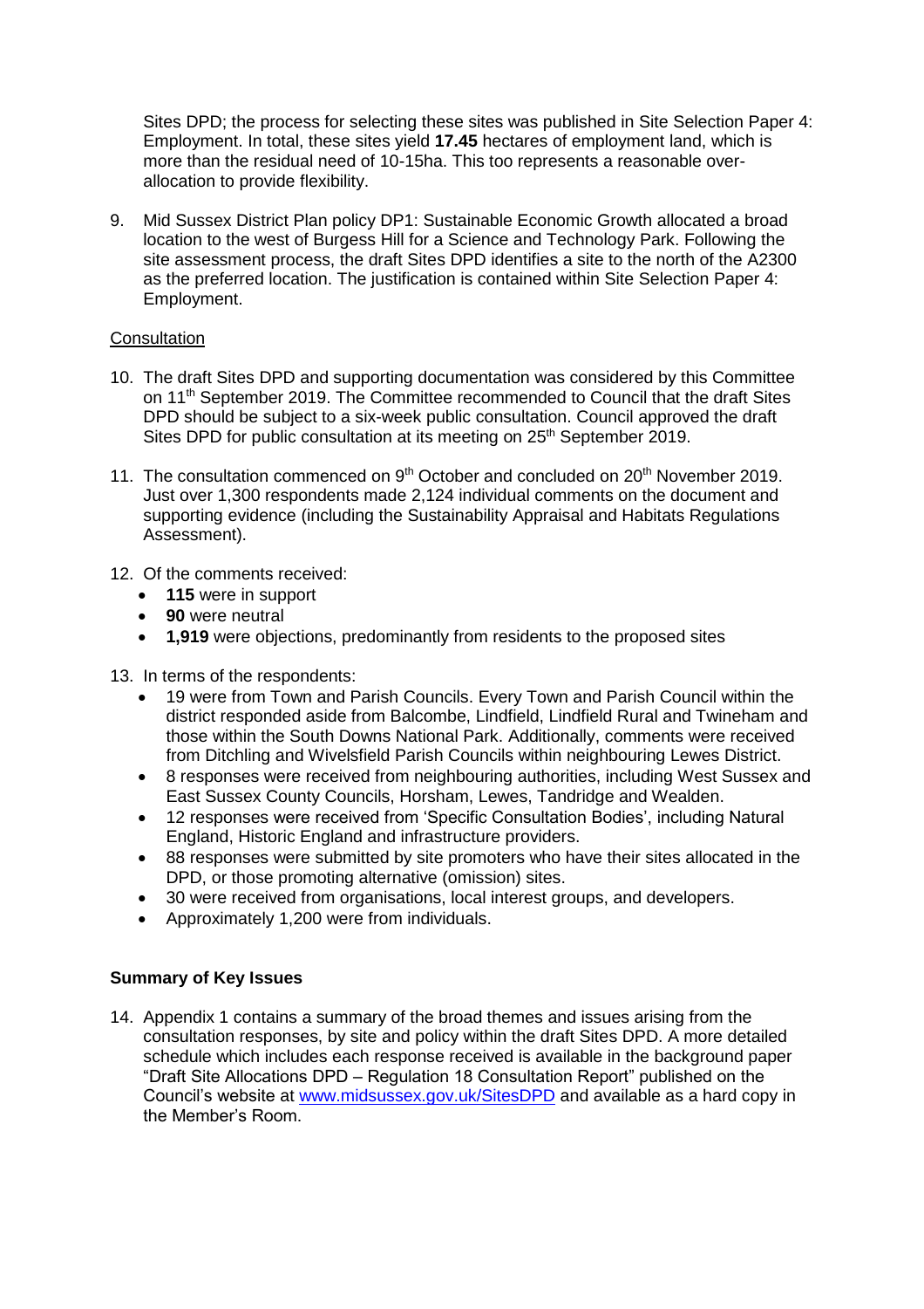Sites DPD; the process for selecting these sites was published in Site Selection Paper 4: Employment. In total, these sites yield **17.45** hectares of employment land, which is more than the residual need of 10-15ha. This too represents a reasonable over-allocation to provide flexibility.

9. Mid Sussex District Plan policy DP1: Sustainable Economic Growth allocated a broad location to the west of Burgess Hill for a Science and Technology Park. Following the site assessment process, the draft Sites DPD identifies a site to the north of the A2300 as the preferred location. The justification is contained within Site Selection Paper 4: Employment.

Consultation

10. The draft Sites DPD and supporting documentation was considered by this Committee on 11th September 2019. The Committee recommended to Council that the draft Sites DPD should be subject to a six-week public consultation. Council approved the draft Sites DPD for public consultation at its meeting on 25th September 2019.

11. The consultation commenced on 9th October and concluded on 20th November 2019. Just over 1,300 respondents made 2,124 individual comments on the document and supporting evidence (including the Sustainability Appraisal and Habitats Regulations Assessment).

12. Of the comments received:
    - **115** were in support
    - **90** were neutral
    - **1,919** were objections, predominantly from residents to the proposed sites

13. In terms of the respondents:
    - 19 were from Town and Parish Councils. Every Town and Parish Council within the district responded aside from Balcombe, Lindfield, Lindfield Rural and Twineham and those within the South Downs National Park. Additionally, comments were received from Ditchling and Wivelsfield Parish Councils within neighbouring Lewes District.
    - 8 responses were received from neighbouring authorities, including West Sussex and East Sussex County Councils, Horsham, Lewes, Tandridge and Wealden.
    - 12 responses were received from 'Specific Consultation Bodies', including Natural England, Historic England and infrastructure providers.
    - 88 responses were submitted by site promoters who have their sites allocated in the DPD, or those promoting alternative (omission) sites.
    - 30 were received from organisations, local interest groups, and developers.
    - Approximately 1,200 were from individuals.

**Summary of Key Issues**

14. Appendix 1 contains a summary of the broad themes and issues arising from the consultation responses, by site and policy within the draft Sites DPD. A more detailed schedule which includes each response received is available in the background paper "Draft Site Allocations DPD – Regulation 18 Consultation Report" published on the Council's website at www.midsussex.gov.uk/SitesDPD and available as a hard copy in the Member's Room.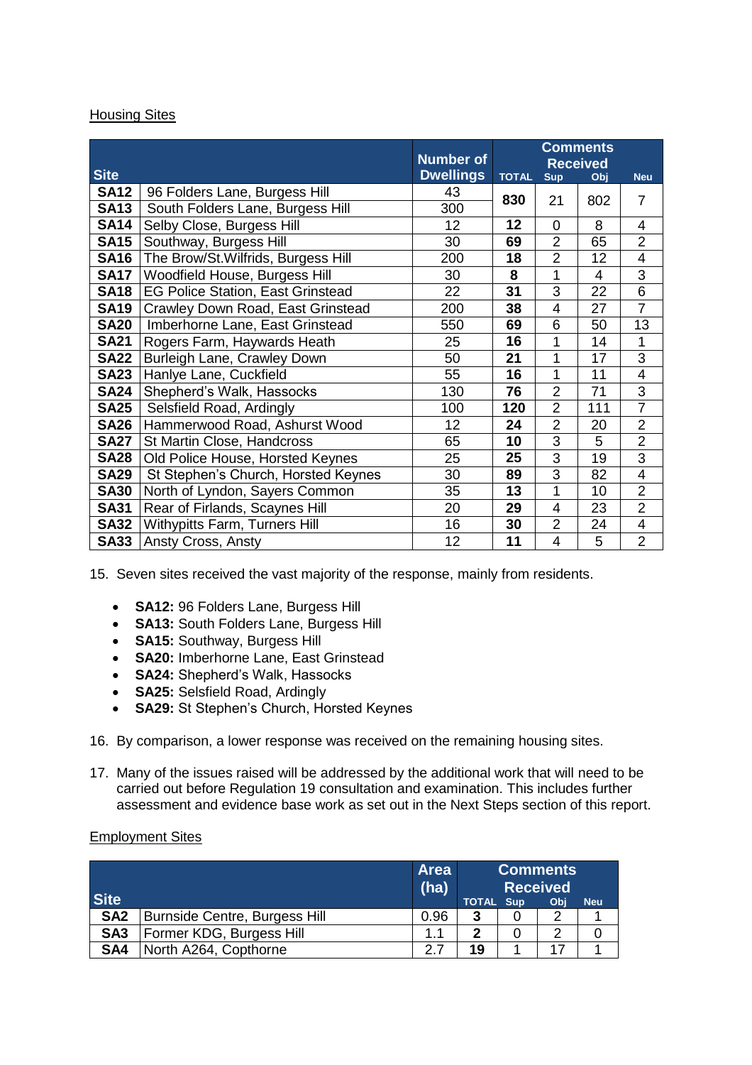Housing Sites

| Site | | Number of Dwellings | Comments Received | | | |
|---|---|---|---|---|---|---|
| | | | TOTAL | Sup | Obj | Neu |
| SA12 | 96 Folders Lane, Burgess Hill | 43 | 830 | 21 | 802 | 7 |
| SA13 | South Folders Lane, Burgess Hill | 300 | | | | |
| SA14 | Selby Close, Burgess Hill | 12 | 12 | 0 | 8 | 4 |
| SA15 | Southway, Burgess Hill | 30 | 69 | 2 | 65 | 2 |
| SA16 | The Brow/St.Wilfrids, Burgess Hill | 200 | 18 | 2 | 12 | 4 |
| SA17 | Woodfield House, Burgess Hill | 30 | 8 | 1 | 4 | 3 |
| SA18 | EG Police Station, East Grinstead | 22 | 31 | 3 | 22 | 6 |
| SA19 | Crawley Down Road, East Grinstead | 200 | 38 | 4 | 27 | 7 |
| SA20 | Imberhorne Lane, East Grinstead | 550 | 69 | 6 | 50 | 13 |
| SA21 | Rogers Farm, Haywards Heath | 25 | 16 | 1 | 14 | 1 |
| SA22 | Burleigh Lane, Crawley Down | 50 | 21 | 1 | 17 | 3 |
| SA23 | Hanlye Lane, Cuckfield | 55 | 16 | 1 | 11 | 4 |
| SA24 | Shepherd's Walk, Hassocks | 130 | 76 | 2 | 71 | 3 |
| SA25 | Selsfield Road, Ardingly | 100 | 120 | 2 | 111 | 7 |
| SA26 | Hammerwood Road, Ashurst Wood | 12 | 24 | 2 | 20 | 2 |
| SA27 | St Martin Close, Handcross | 65 | 10 | 3 | 5 | 2 |
| SA28 | Old Police House, Horsted Keynes | 25 | 25 | 3 | 19 | 3 |
| SA29 | St Stephen's Church, Horsted Keynes | 30 | 89 | 3 | 82 | 4 |
| SA30 | North of Lyndon, Sayers Common | 35 | 13 | 1 | 10 | 2 |
| SA31 | Rear of Firlands, Scaynes Hill | 20 | 29 | 4 | 23 | 2 |
| SA32 | Withypitts Farm, Turners Hill | 16 | 30 | 2 | 24 | 4 |
| SA33 | Ansty Cross, Ansty | 12 | 11 | 4 | 5 | 2 |

15. Seven sites received the vast majority of the response, mainly from residents.

- **SA12:** 96 Folders Lane, Burgess Hill
- **SA13:** South Folders Lane, Burgess Hill
- **SA15:** Southway, Burgess Hill
- **SA20:** Imberhorne Lane, East Grinstead
- **SA24:** Shepherd's Walk, Hassocks
- **SA25:** Selsfield Road, Ardingly
- **SA29:** St Stephen's Church, Horsted Keynes

16. By comparison, a lower response was received on the remaining housing sites.

17. Many of the issues raised will be addressed by the additional work that will need to be carried out before Regulation 19 consultation and examination. This includes further assessment and evidence base work as set out in the Next Steps section of this report.

Employment Sites

| Site | | Area (ha) | Comments Received | | | |
|---|---|---|---|---|---|---|
| | | | TOTAL | Sup | Obj | Neu |
| SA2 | Burnside Centre, Burgess Hill | 0.96 | 3 | 0 | 2 | 1 |
| SA3 | Former KDG, Burgess Hill | 1.1 | 2 | 0 | 2 | 0 |
| SA4 | North A264, Copthorne | 2.7 | 19 | 1 | 17 | 1 |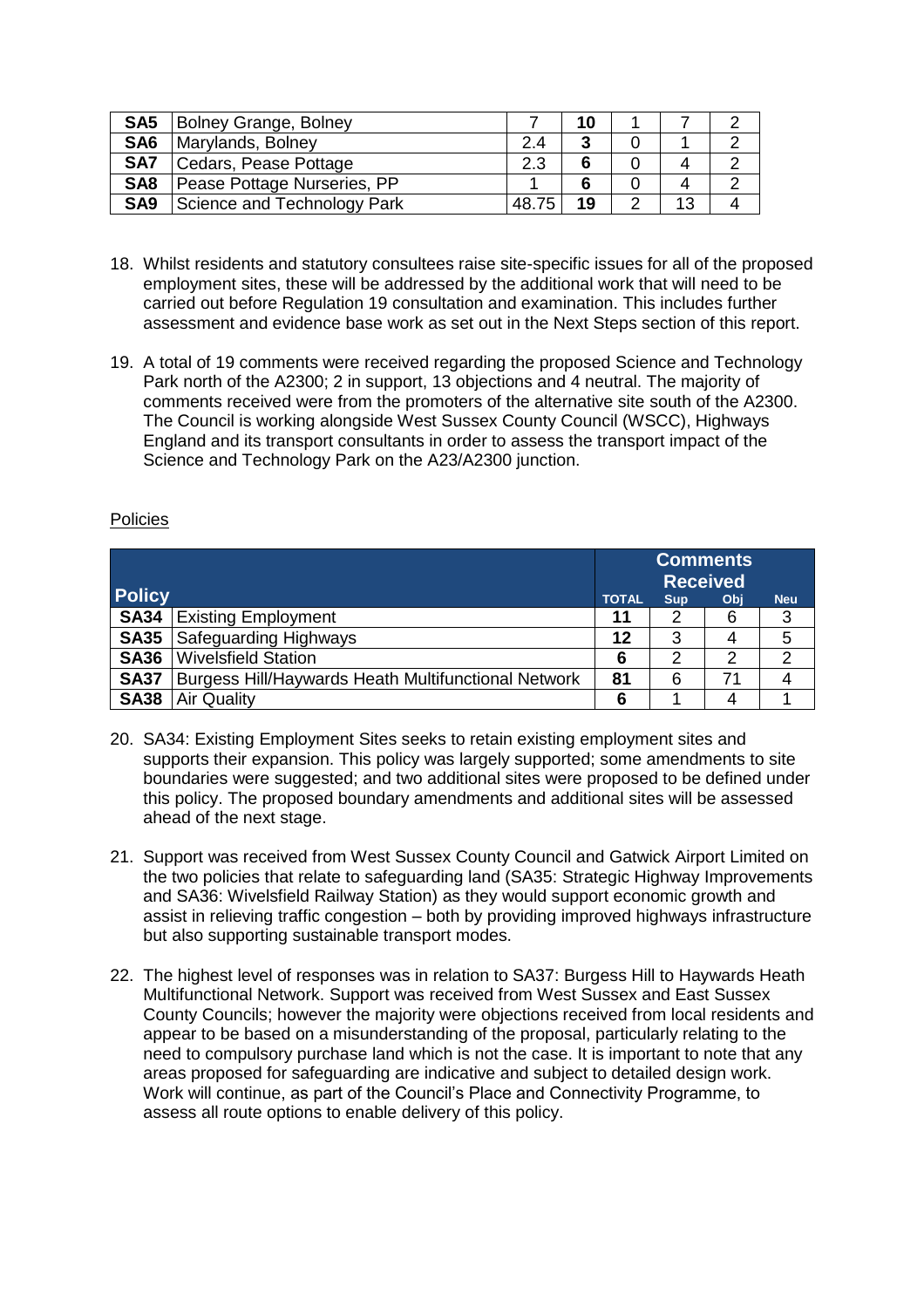| | | | | | | |
|---|---|---|---|---|---|---|
| **SA5** | Bolney Grange, Bolney | 7 | **10** | 1 | 7 | 2 |
| **SA6** | Marylands, Bolney | 2.4 | **3** | 0 | 1 | 2 |
| **SA7** | Cedars, Pease Pottage | 2.3 | **6** | 0 | 4 | 2 |
| **SA8** | Pease Pottage Nurseries, PP | 1 | **6** | 0 | 4 | 2 |
| **SA9** | Science and Technology Park | 48.75 | **19** | 2 | 13 | 4 |

18. Whilst residents and statutory consultees raise site-specific issues for all of the proposed employment sites, these will be addressed by the additional work that will need to be carried out before Regulation 19 consultation and examination. This includes further assessment and evidence base work as set out in the Next Steps section of this report.

19. A total of 19 comments were received regarding the proposed Science and Technology Park north of the A2300; 2 in support, 13 objections and 4 neutral. The majority of comments received were from the promoters of the alternative site south of the A2300. The Council is working alongside West Sussex County Council (WSCC), Highways England and its transport consultants in order to assess the transport impact of the Science and Technology Park on the A23/A2300 junction.

Policies

| **Policy** | | **Comments Received** | | | |
|---|---|---|---|---|---|
| | | **TOTAL** | **Sup** | **Obj** | **Neu** |
| **SA34** | Existing Employment | **11** | 2 | 6 | 3 |
| **SA35** | Safeguarding Highways | **12** | 3 | 4 | 5 |
| **SA36** | Wivelsfield Station | **6** | 2 | 2 | 2 |
| **SA37** | Burgess Hill/Haywards Heath Multifunctional Network | **81** | 6 | 71 | 4 |
| **SA38** | Air Quality | **6** | 1 | 4 | 1 |

20. SA34: Existing Employment Sites seeks to retain existing employment sites and supports their expansion. This policy was largely supported; some amendments to site boundaries were suggested; and two additional sites were proposed to be defined under this policy. The proposed boundary amendments and additional sites will be assessed ahead of the next stage.

21. Support was received from West Sussex County Council and Gatwick Airport Limited on the two policies that relate to safeguarding land (SA35: Strategic Highway Improvements and SA36: Wivelsfield Railway Station) as they would support economic growth and assist in relieving traffic congestion – both by providing improved highways infrastructure but also supporting sustainable transport modes.

22. The highest level of responses was in relation to SA37: Burgess Hill to Haywards Heath Multifunctional Network. Support was received from West Sussex and East Sussex County Councils; however the majority were objections received from local residents and appear to be based on a misunderstanding of the proposal, particularly relating to the need to compulsory purchase land which is not the case. It is important to note that any areas proposed for safeguarding are indicative and subject to detailed design work. Work will continue, as part of the Council's Place and Connectivity Programme, to assess all route options to enable delivery of this policy.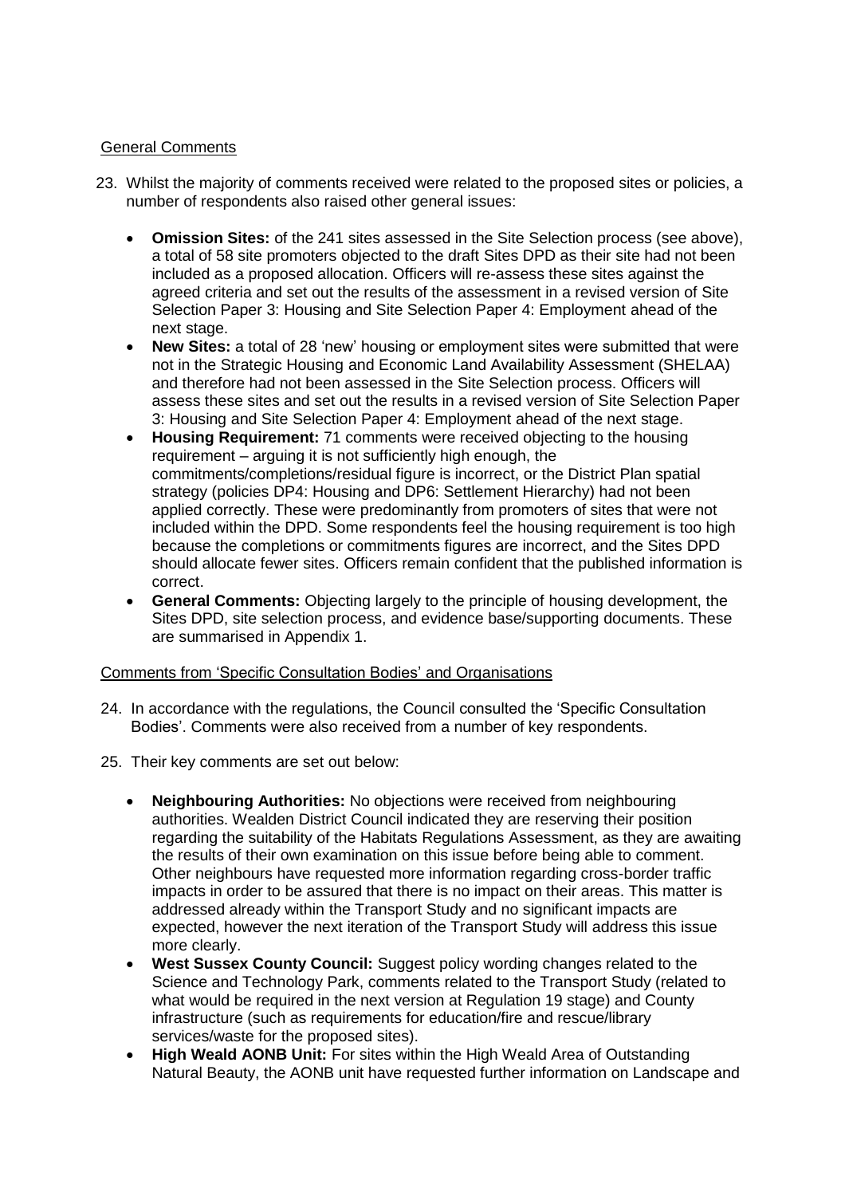General Comments

23. Whilst the majority of comments received were related to the proposed sites or policies, a number of respondents also raised other general issues:

    - **Omission Sites:** of the 241 sites assessed in the Site Selection process (see above), a total of 58 site promoters objected to the draft Sites DPD as their site had not been included as a proposed allocation. Officers will re-assess these sites against the agreed criteria and set out the results of the assessment in a revised version of Site Selection Paper 3: Housing and Site Selection Paper 4: Employment ahead of the next stage.
    - **New Sites:** a total of 28 'new' housing or employment sites were submitted that were not in the Strategic Housing and Economic Land Availability Assessment (SHELAA) and therefore had not been assessed in the Site Selection process. Officers will assess these sites and set out the results in a revised version of Site Selection Paper 3: Housing and Site Selection Paper 4: Employment ahead of the next stage.
    - **Housing Requirement:** 71 comments were received objecting to the housing requirement – arguing it is not sufficiently high enough, the commitments/completions/residual figure is incorrect, or the District Plan spatial strategy (policies DP4: Housing and DP6: Settlement Hierarchy) had not been applied correctly. These were predominantly from promoters of sites that were not included within the DPD. Some respondents feel the housing requirement is too high because the completions or commitments figures are incorrect, and the Sites DPD should allocate fewer sites. Officers remain confident that the published information is correct.
    - **General Comments:** Objecting largely to the principle of housing development, the Sites DPD, site selection process, and evidence base/supporting documents. These are summarised in Appendix 1.

Comments from 'Specific Consultation Bodies' and Organisations

24. In accordance with the regulations, the Council consulted the 'Specific Consultation Bodies'. Comments were also received from a number of key respondents.

25. Their key comments are set out below:

    - **Neighbouring Authorities:** No objections were received from neighbouring authorities. Wealden District Council indicated they are reserving their position regarding the suitability of the Habitats Regulations Assessment, as they are awaiting the results of their own examination on this issue before being able to comment. Other neighbours have requested more information regarding cross-border traffic impacts in order to be assured that there is no impact on their areas. This matter is addressed already within the Transport Study and no significant impacts are expected, however the next iteration of the Transport Study will address this issue more clearly.
    - **West Sussex County Council:** Suggest policy wording changes related to the Science and Technology Park, comments related to the Transport Study (related to what would be required in the next version at Regulation 19 stage) and County infrastructure (such as requirements for education/fire and rescue/library services/waste for the proposed sites).
    - **High Weald AONB Unit:** For sites within the High Weald Area of Outstanding Natural Beauty, the AONB unit have requested further information on Landscape and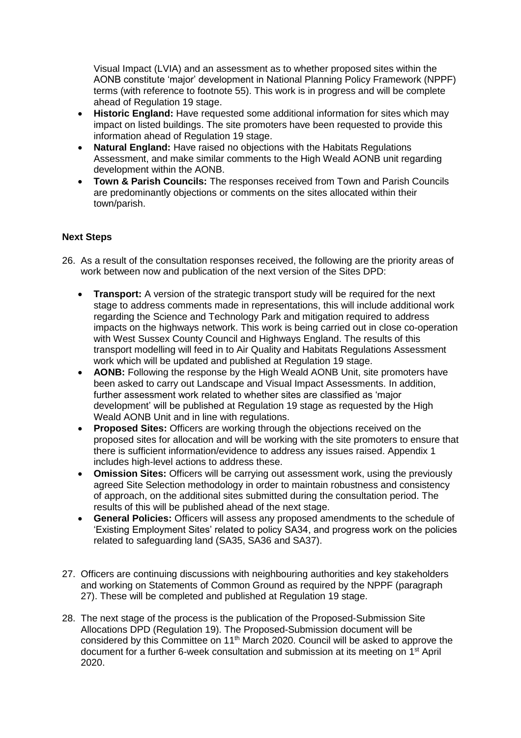Visual Impact (LVIA) and an assessment as to whether proposed sites within the AONB constitute 'major' development in National Planning Policy Framework (NPPF) terms (with reference to footnote 55). This work is in progress and will be complete ahead of Regulation 19 stage.

- **Historic England:** Have requested some additional information for sites which may impact on listed buildings. The site promoters have been requested to provide this information ahead of Regulation 19 stage.
- **Natural England:** Have raised no objections with the Habitats Regulations Assessment, and make similar comments to the High Weald AONB unit regarding development within the AONB.
- **Town & Parish Councils:** The responses received from Town and Parish Councils are predominantly objections or comments on the sites allocated within their town/parish.

**Next Steps**

26. As a result of the consultation responses received, the following are the priority areas of work between now and publication of the next version of the Sites DPD:

    - **Transport:** A version of the strategic transport study will be required for the next stage to address comments made in representations, this will include additional work regarding the Science and Technology Park and mitigation required to address impacts on the highways network. This work is being carried out in close co-operation with West Sussex County Council and Highways England. The results of this transport modelling will feed in to Air Quality and Habitats Regulations Assessment work which will be updated and published at Regulation 19 stage.
    - **AONB:** Following the response by the High Weald AONB Unit, site promoters have been asked to carry out Landscape and Visual Impact Assessments. In addition, further assessment work related to whether sites are classified as 'major development' will be published at Regulation 19 stage as requested by the High Weald AONB Unit and in line with regulations.
    - **Proposed Sites:** Officers are working through the objections received on the proposed sites for allocation and will be working with the site promoters to ensure that there is sufficient information/evidence to address any issues raised. Appendix 1 includes high-level actions to address these.
    - **Omission Sites:** Officers will be carrying out assessment work, using the previously agreed Site Selection methodology in order to maintain robustness and consistency of approach, on the additional sites submitted during the consultation period. The results of this will be published ahead of the next stage.
    - **General Policies:** Officers will assess any proposed amendments to the schedule of 'Existing Employment Sites' related to policy SA34, and progress work on the policies related to safeguarding land (SA35, SA36 and SA37).

27. Officers are continuing discussions with neighbouring authorities and key stakeholders and working on Statements of Common Ground as required by the NPPF (paragraph 27). These will be completed and published at Regulation 19 stage.

28. The next stage of the process is the publication of the Proposed-Submission Site Allocations DPD (Regulation 19). The Proposed-Submission document will be considered by this Committee on 11th March 2020. Council will be asked to approve the document for a further 6-week consultation and submission at its meeting on 1st April 2020.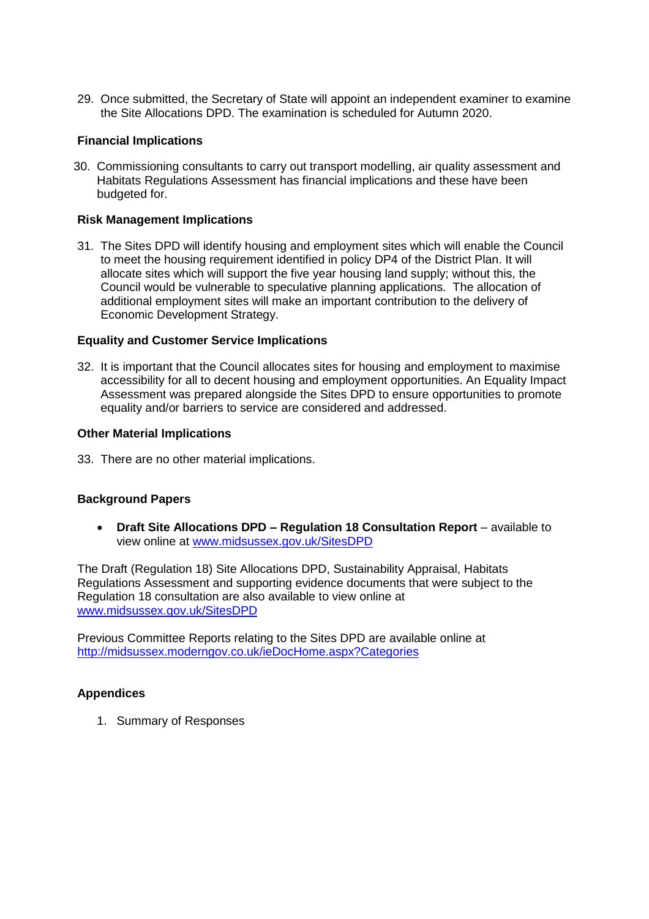29. Once submitted, the Secretary of State will appoint an independent examiner to examine the Site Allocations DPD. The examination is scheduled for Autumn 2020.

**Financial Implications**

30. Commissioning consultants to carry out transport modelling, air quality assessment and Habitats Regulations Assessment has financial implications and these have been budgeted for.

**Risk Management Implications**

31. The Sites DPD will identify housing and employment sites which will enable the Council to meet the housing requirement identified in policy DP4 of the District Plan. It will allocate sites which will support the five year housing land supply; without this, the Council would be vulnerable to speculative planning applications. The allocation of additional employment sites will make an important contribution to the delivery of Economic Development Strategy.

**Equality and Customer Service Implications**

32. It is important that the Council allocates sites for housing and employment to maximise accessibility for all to decent housing and employment opportunities. An Equality Impact Assessment was prepared alongside the Sites DPD to ensure opportunities to promote equality and/or barriers to service are considered and addressed.

**Other Material Implications**

33. There are no other material implications.

**Background Papers**

- **Draft Site Allocations DPD – Regulation 18 Consultation Report** – available to view online at [www.midsussex.gov.uk/SitesDPD](http://www.midsussex.gov.uk/SitesDPD)

The Draft (Regulation 18) Site Allocations DPD, Sustainability Appraisal, Habitats Regulations Assessment and supporting evidence documents that were subject to the Regulation 18 consultation are also available to view online at [www.midsussex.gov.uk/SitesDPD](http://www.midsussex.gov.uk/SitesDPD)

Previous Committee Reports relating to the Sites DPD are available online at [http://midsussex.moderngov.co.uk/ieDocHome.aspx?Categories](http://midsussex.moderngov.co.uk/ieDocHome.aspx?Categories)

**Appendices**

1. Summary of Responses